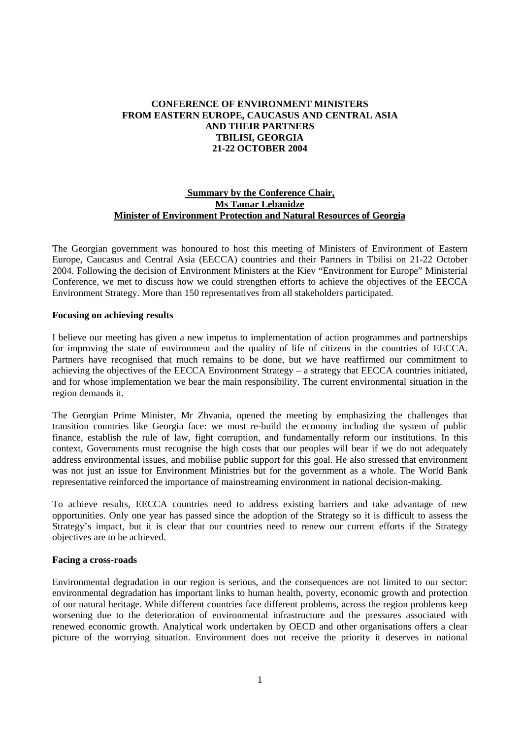# CONFERENCE OF ENVIRONMENT MINISTERS FROM EASTERN EUROPE, CAUCASUS AND CENTRAL ASIA AND THEIR PARTNERS TBILISI, GEORGIA 21-22 OCTOBER 2004

## Summary by the Conference Chair, Ms Tamar Lebanidze Minister of Environment Protection and Natural Resources of Georgia

The Georgian government was honoured to host this meeting of Ministers of Environment of Eastern Europe, Caucasus and Central Asia (EECCA) countries and their Partners in Tbilisi on 21-22 October 2004. Following the decision of Environment Ministers at the Kiev "Environment for Europe" Ministerial Conference, we met to discuss how we could strengthen efforts to achieve the objectives of the EECCA Environment Strategy. More than 150 representatives from all stakeholders participated.

**Focusing on achieving results**

I believe our meeting has given a new impetus to implementation of action programmes and partnerships for improving the state of environment and the quality of life of citizens in the countries of EECCA. Partners have recognised that much remains to be done, but we have reaffirmed our commitment to achieving the objectives of the EECCA Environment Strategy – a strategy that EECCA countries initiated, and for whose implementation we bear the main responsibility. The current environmental situation in the region demands it.

The Georgian Prime Minister, Mr Zhvania, opened the meeting by emphasizing the challenges that transition countries like Georgia face: we must re-build the economy including the system of public finance, establish the rule of law, fight corruption, and fundamentally reform our institutions. In this context, Governments must recognise the high costs that our peoples will bear if we do not adequately address environmental issues, and mobilise public support for this goal. He also stressed that environment was not just an issue for Environment Ministries but for the government as a whole. The World Bank representative reinforced the importance of mainstreaming environment in national decision-making.

To achieve results, EECCA countries need to address existing barriers and take advantage of new opportunities. Only one year has passed since the adoption of the Strategy so it is difficult to assess the Strategy's impact, but it is clear that our countries need to renew our current efforts if the Strategy objectives are to be achieved.

**Facing a cross-roads**

Environmental degradation in our region is serious, and the consequences are not limited to our sector: environmental degradation has important links to human health, poverty, economic growth and protection of our natural heritage. While different countries face different problems, across the region problems keep worsening due to the deterioration of environmental infrastructure and the pressures associated with renewed economic growth. Analytical work undertaken by OECD and other organisations offers a clear picture of the worrying situation. Environment does not receive the priority it deserves in national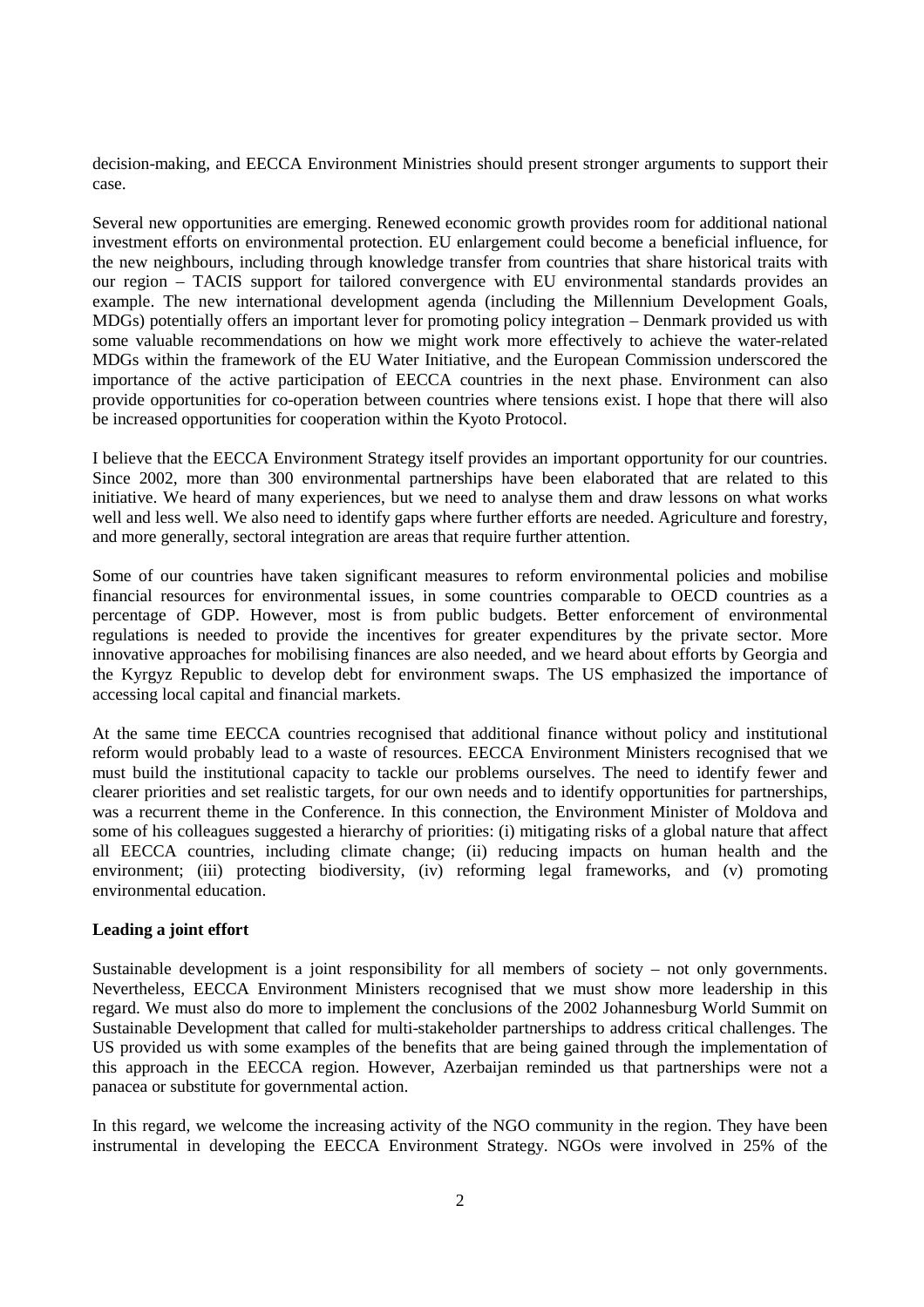decision-making, and EECCA Environment Ministries should present stronger arguments to support their case.

Several new opportunities are emerging. Renewed economic growth provides room for additional national investment efforts on environmental protection. EU enlargement could become a beneficial influence, for the new neighbours, including through knowledge transfer from countries that share historical traits with our region – TACIS support for tailored convergence with EU environmental standards provides an example. The new international development agenda (including the Millennium Development Goals, MDGs) potentially offers an important lever for promoting policy integration – Denmark provided us with some valuable recommendations on how we might work more effectively to achieve the water-related MDGs within the framework of the EU Water Initiative, and the European Commission underscored the importance of the active participation of EECCA countries in the next phase. Environment can also provide opportunities for co-operation between countries where tensions exist. I hope that there will also be increased opportunities for cooperation within the Kyoto Protocol.

I believe that the EECCA Environment Strategy itself provides an important opportunity for our countries. Since 2002, more than 300 environmental partnerships have been elaborated that are related to this initiative. We heard of many experiences, but we need to analyse them and draw lessons on what works well and less well. We also need to identify gaps where further efforts are needed. Agriculture and forestry, and more generally, sectoral integration are areas that require further attention.

Some of our countries have taken significant measures to reform environmental policies and mobilise financial resources for environmental issues, in some countries comparable to OECD countries as a percentage of GDP. However, most is from public budgets. Better enforcement of environmental regulations is needed to provide the incentives for greater expenditures by the private sector. More innovative approaches for mobilising finances are also needed, and we heard about efforts by Georgia and the Kyrgyz Republic to develop debt for environment swaps. The US emphasized the importance of accessing local capital and financial markets.

At the same time EECCA countries recognised that additional finance without policy and institutional reform would probably lead to a waste of resources. EECCA Environment Ministers recognised that we must build the institutional capacity to tackle our problems ourselves. The need to identify fewer and clearer priorities and set realistic targets, for our own needs and to identify opportunities for partnerships, was a recurrent theme in the Conference. In this connection, the Environment Minister of Moldova and some of his colleagues suggested a hierarchy of priorities: (i) mitigating risks of a global nature that affect all EECCA countries, including climate change; (ii) reducing impacts on human health and the environment; (iii) protecting biodiversity, (iv) reforming legal frameworks, and (v) promoting environmental education.

**Leading a joint effort**

Sustainable development is a joint responsibility for all members of society – not only governments. Nevertheless, EECCA Environment Ministers recognised that we must show more leadership in this regard. We must also do more to implement the conclusions of the 2002 Johannesburg World Summit on Sustainable Development that called for multi-stakeholder partnerships to address critical challenges. The US provided us with some examples of the benefits that are being gained through the implementation of this approach in the EECCA region. However, Azerbaijan reminded us that partnerships were not a panacea or substitute for governmental action.

In this regard, we welcome the increasing activity of the NGO community in the region. They have been instrumental in developing the EECCA Environment Strategy. NGOs were involved in 25% of the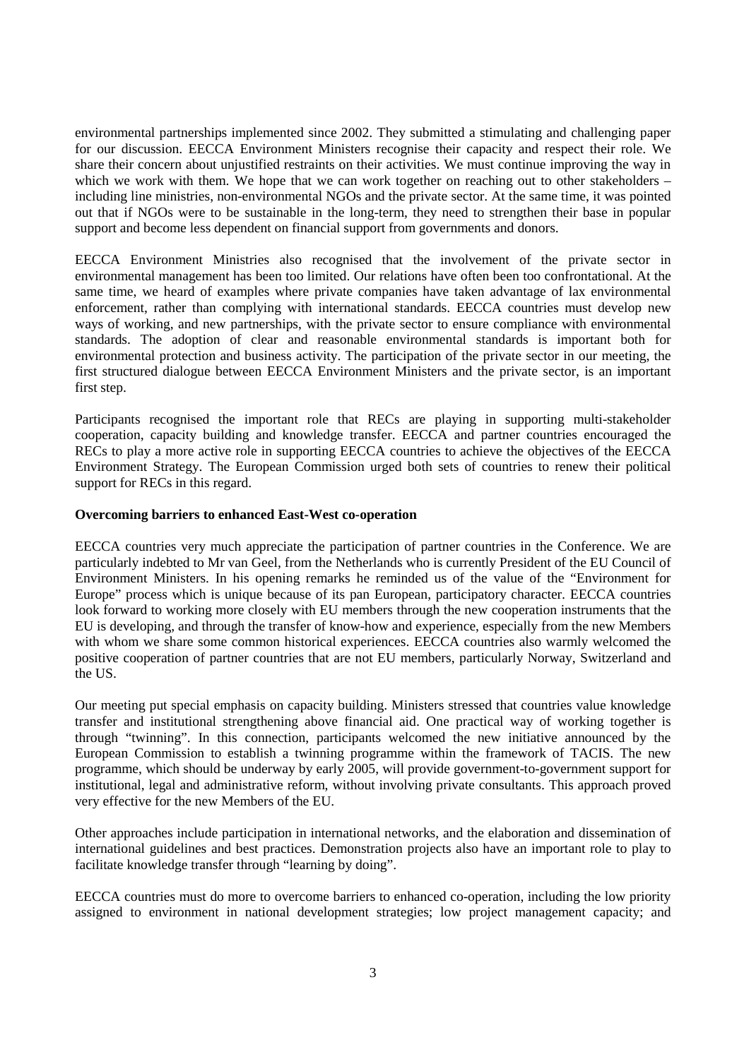environmental partnerships implemented since 2002. They submitted a stimulating and challenging paper for our discussion. EECCA Environment Ministers recognise their capacity and respect their role. We share their concern about unjustified restraints on their activities. We must continue improving the way in which we work with them. We hope that we can work together on reaching out to other stakeholders – including line ministries, non-environmental NGOs and the private sector. At the same time, it was pointed out that if NGOs were to be sustainable in the long-term, they need to strengthen their base in popular support and become less dependent on financial support from governments and donors.

EECCA Environment Ministries also recognised that the involvement of the private sector in environmental management has been too limited. Our relations have often been too confrontational. At the same time, we heard of examples where private companies have taken advantage of lax environmental enforcement, rather than complying with international standards. EECCA countries must develop new ways of working, and new partnerships, with the private sector to ensure compliance with environmental standards. The adoption of clear and reasonable environmental standards is important both for environmental protection and business activity. The participation of the private sector in our meeting, the first structured dialogue between EECCA Environment Ministers and the private sector, is an important first step.

Participants recognised the important role that RECs are playing in supporting multi-stakeholder cooperation, capacity building and knowledge transfer. EECCA and partner countries encouraged the RECs to play a more active role in supporting EECCA countries to achieve the objectives of the EECCA Environment Strategy. The European Commission urged both sets of countries to renew their political support for RECs in this regard.

**Overcoming barriers to enhanced East-West co-operation**

EECCA countries very much appreciate the participation of partner countries in the Conference. We are particularly indebted to Mr van Geel, from the Netherlands who is currently President of the EU Council of Environment Ministers. In his opening remarks he reminded us of the value of the "Environment for Europe" process which is unique because of its pan European, participatory character. EECCA countries look forward to working more closely with EU members through the new cooperation instruments that the EU is developing, and through the transfer of know-how and experience, especially from the new Members with whom we share some common historical experiences. EECCA countries also warmly welcomed the positive cooperation of partner countries that are not EU members, particularly Norway, Switzerland and the US.

Our meeting put special emphasis on capacity building. Ministers stressed that countries value knowledge transfer and institutional strengthening above financial aid. One practical way of working together is through "twinning". In this connection, participants welcomed the new initiative announced by the European Commission to establish a twinning programme within the framework of TACIS. The new programme, which should be underway by early 2005, will provide government-to-government support for institutional, legal and administrative reform, without involving private consultants. This approach proved very effective for the new Members of the EU.

Other approaches include participation in international networks, and the elaboration and dissemination of international guidelines and best practices. Demonstration projects also have an important role to play to facilitate knowledge transfer through "learning by doing".

EECCA countries must do more to overcome barriers to enhanced co-operation, including the low priority assigned to environment in national development strategies; low project management capacity; and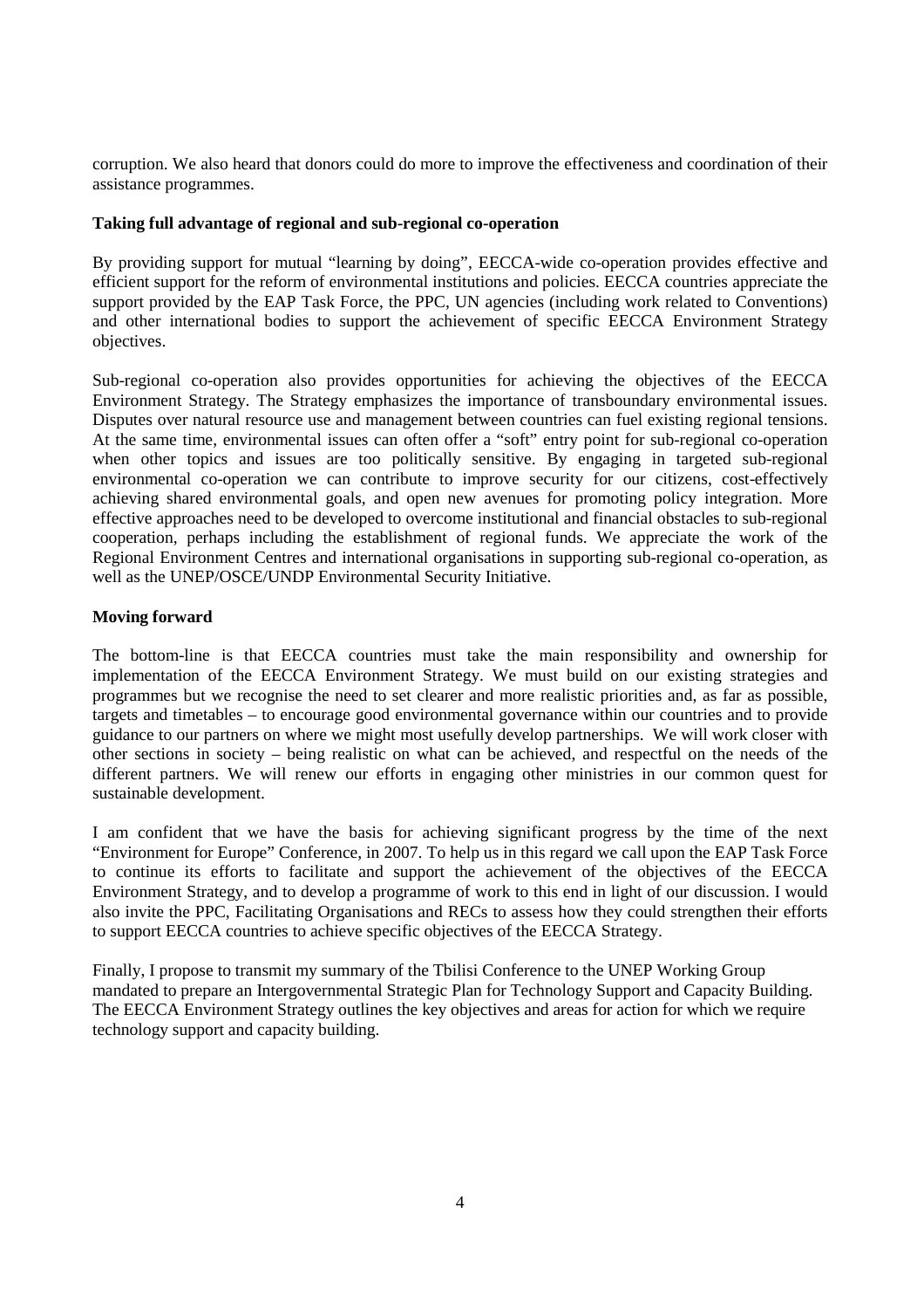corruption. We also heard that donors could do more to improve the effectiveness and coordination of their assistance programmes.

**Taking full advantage of regional and sub-regional co-operation**

By providing support for mutual "learning by doing", EECCA-wide co-operation provides effective and efficient support for the reform of environmental institutions and policies. EECCA countries appreciate the support provided by the EAP Task Force, the PPC, UN agencies (including work related to Conventions) and other international bodies to support the achievement of specific EECCA Environment Strategy objectives.

Sub-regional co-operation also provides opportunities for achieving the objectives of the EECCA Environment Strategy. The Strategy emphasizes the importance of transboundary environmental issues. Disputes over natural resource use and management between countries can fuel existing regional tensions. At the same time, environmental issues can often offer a "soft" entry point for sub-regional co-operation when other topics and issues are too politically sensitive. By engaging in targeted sub-regional environmental co-operation we can contribute to improve security for our citizens, cost-effectively achieving shared environmental goals, and open new avenues for promoting policy integration. More effective approaches need to be developed to overcome institutional and financial obstacles to sub-regional cooperation, perhaps including the establishment of regional funds. We appreciate the work of the Regional Environment Centres and international organisations in supporting sub-regional co-operation, as well as the UNEP/OSCE/UNDP Environmental Security Initiative.

**Moving forward**

The bottom-line is that EECCA countries must take the main responsibility and ownership for implementation of the EECCA Environment Strategy. We must build on our existing strategies and programmes but we recognise the need to set clearer and more realistic priorities and, as far as possible, targets and timetables – to encourage good environmental governance within our countries and to provide guidance to our partners on where we might most usefully develop partnerships. We will work closer with other sections in society – being realistic on what can be achieved, and respectful on the needs of the different partners. We will renew our efforts in engaging other ministries in our common quest for sustainable development.

I am confident that we have the basis for achieving significant progress by the time of the next "Environment for Europe" Conference, in 2007. To help us in this regard we call upon the EAP Task Force to continue its efforts to facilitate and support the achievement of the objectives of the EECCA Environment Strategy, and to develop a programme of work to this end in light of our discussion. I would also invite the PPC, Facilitating Organisations and RECs to assess how they could strengthen their efforts to support EECCA countries to achieve specific objectives of the EECCA Strategy.

Finally, I propose to transmit my summary of the Tbilisi Conference to the UNEP Working Group mandated to prepare an Intergovernmental Strategic Plan for Technology Support and Capacity Building. The EECCA Environment Strategy outlines the key objectives and areas for action for which we require technology support and capacity building.